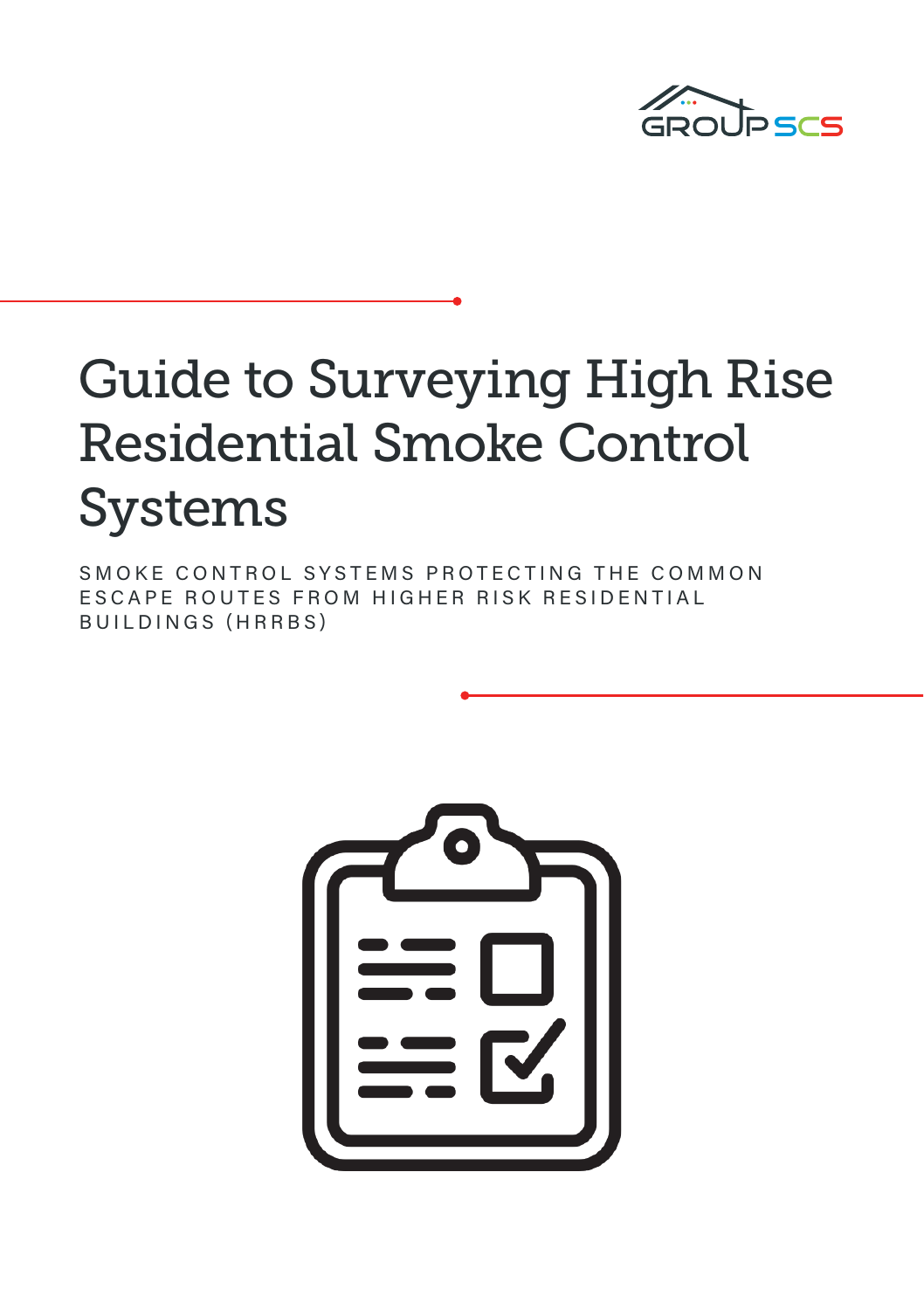GROUP SCS

# Guide to Surveying High Rise Residential Smoke Control Systems

SMOKE CONTROL SYSTEMS PROTECTING THE COMMON ESCAPE ROUTES FROM HIGHER RISK RESIDENTIAL BUILDINGS (HRRBS)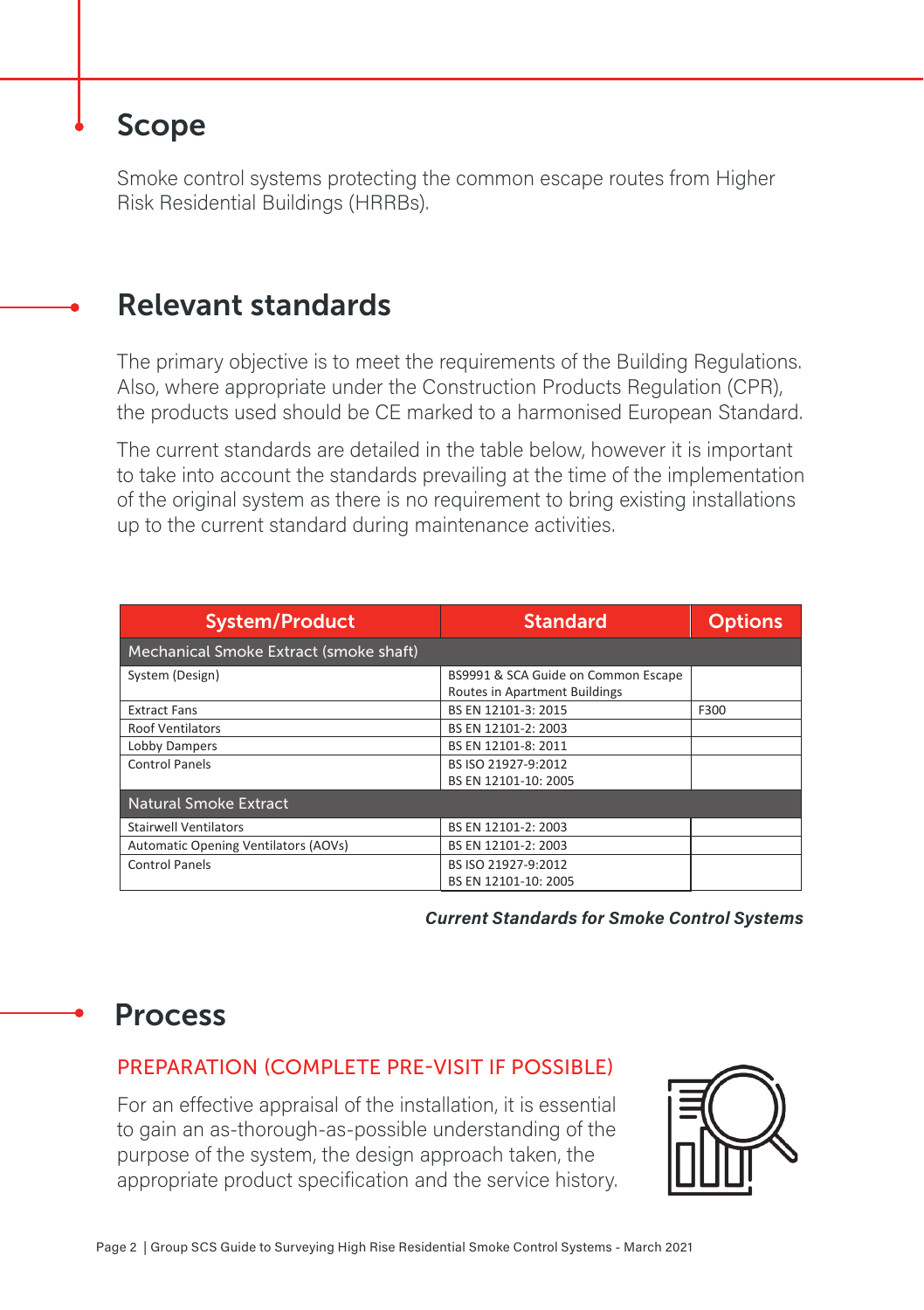## Scope

Smoke control systems protecting the common escape routes from Higher Risk Residential Buildings (HRRBs).

## Relevant standards

The primary objective is to meet the requirements of the Building Regulations. Also, where appropriate under the Construction Products Regulation (CPR), the products used should be CE marked to a harmonised European Standard.

The current standards are detailed in the table below, however it is important to take into account the standards prevailing at the time of the implementation of the original system as there is no requirement to bring existing installations up to the current standard during maintenance activities.

| System/Product | Standard | Options |
|---|---|---|
| **Mechanical Smoke Extract (smoke shaft)** | | |
| System (Design) | BS9991 & SCA Guide on Common Escape Routes in Apartment Buildings | |
| Extract Fans | BS EN 12101-3: 2015 | F300 |
| Roof Ventilators | BS EN 12101-2: 2003 | |
| Lobby Dampers | BS EN 12101-8: 2011 | |
| Control Panels | BS ISO 21927-9:2012<br>BS EN 12101-10: 2005 | |
| **Natural Smoke Extract** | | |
| Stairwell Ventilators | BS EN 12101-2: 2003 | |
| Automatic Opening Ventilators (AOVs) | BS EN 12101-2: 2003 | |
| Control Panels | BS ISO 21927-9:2012<br>BS EN 12101-10: 2005 | |

***Current Standards for Smoke Control Systems***

## Process

### PREPARATION (COMPLETE PRE-VISIT IF POSSIBLE)

For an effective appraisal of the installation, it is essential to gain an as-thorough-as-possible understanding of the purpose of the system, the design approach taken, the appropriate product specification and the service history.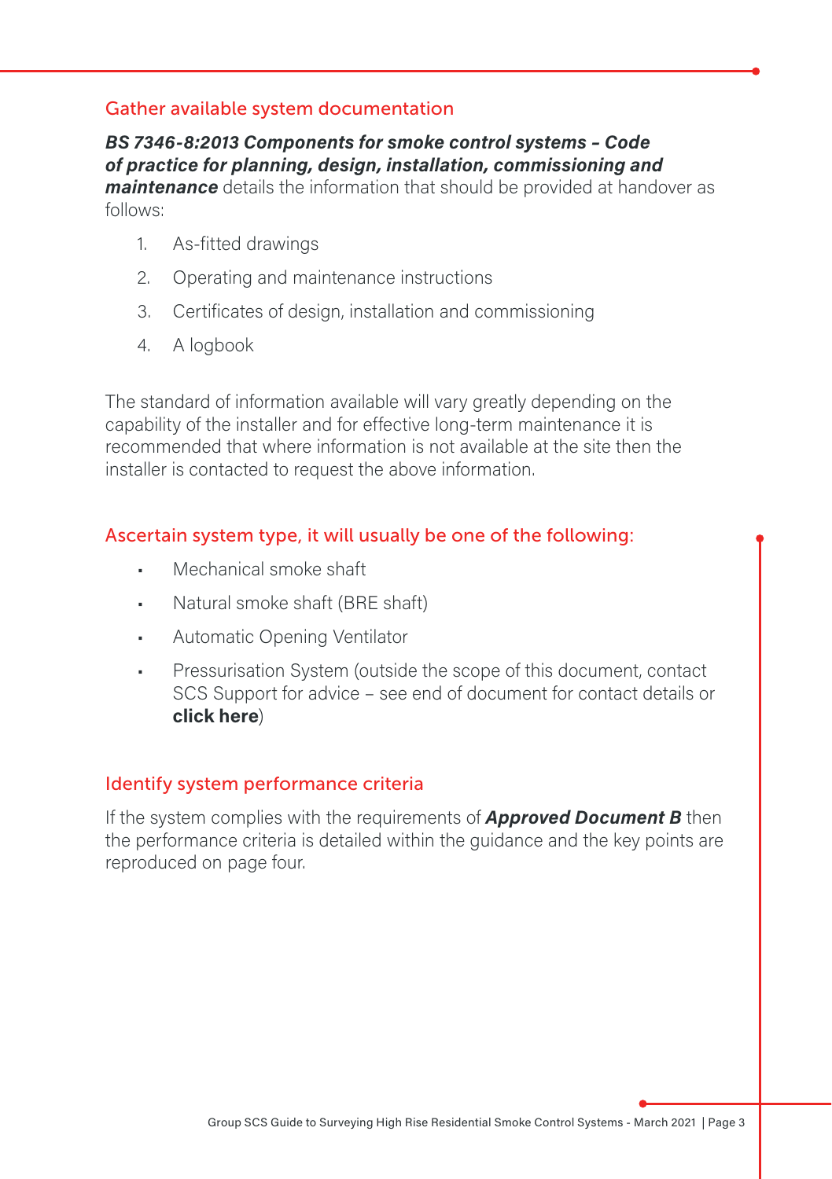## Gather available system documentation

***BS 7346-8:2013 Components for smoke control systems – Code of practice for planning, design, installation, commissioning and maintenance*** details the information that should be provided at handover as follows:

1. As-fitted drawings
2. Operating and maintenance instructions
3. Certificates of design, installation and commissioning
4. A logbook

The standard of information available will vary greatly depending on the capability of the installer and for effective long-term maintenance it is recommended that where information is not available at the site then the installer is contacted to request the above information.

## Ascertain system type, it will usually be one of the following:

- Mechanical smoke shaft
- Natural smoke shaft (BRE shaft)
- Automatic Opening Ventilator
- Pressurisation System (outside the scope of this document, contact SCS Support for advice – see end of document for contact details or **click here**)

## Identify system performance criteria

If the system complies with the requirements of ***Approved Document B*** then the performance criteria is detailed within the guidance and the key points are reproduced on page four.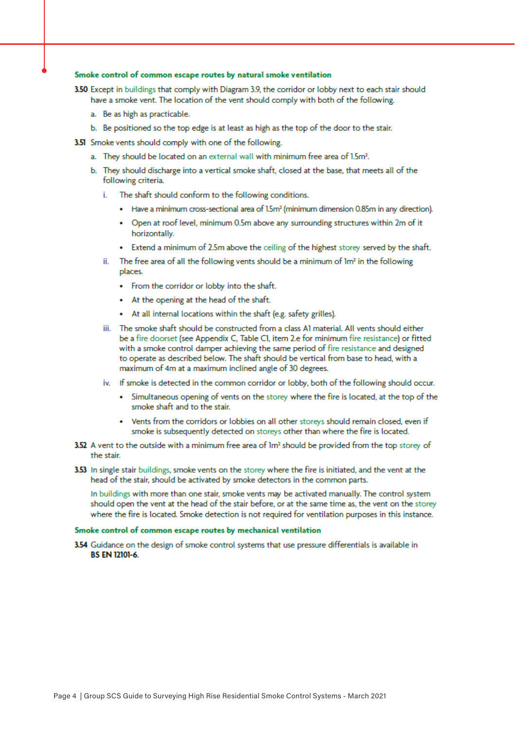### Smoke control of common escape routes by natural smoke ventilation

**3.50** Except in buildings that comply with Diagram 3.9, the corridor or lobby next to each stair should have a smoke vent. The location of the vent should comply with both of the following.

a. Be as high as practicable.

b. Be positioned so the top edge is at least as high as the top of the door to the stair.

**3.51** Smoke vents should comply with one of the following.

a. They should be located on an external wall with minimum free area of 1.5m².

b. They should discharge into a vertical smoke shaft, closed at the base, that meets all of the following criteria.

i. The shaft should conform to the following conditions.

- Have a minimum cross-sectional area of 1.5m² (minimum dimension 0.85m in any direction).
- Open at roof level, minimum 0.5m above any surrounding structures within 2m of it horizontally.
- Extend a minimum of 2.5m above the ceiling of the highest storey served by the shaft.

ii. The free area of all the following vents should be a minimum of 1m² in the following places.

- From the corridor or lobby into the shaft.
- At the opening at the head of the shaft.
- At all internal locations within the shaft (e.g. safety grilles).

iii. The smoke shaft should be constructed from a class A1 material. All vents should either be a fire doorset (see Appendix C, Table C1, item 2.e for minimum fire resistance) or fitted with a smoke control damper achieving the same period of fire resistance and designed to operate as described below. The shaft should be vertical from base to head, with a maximum of 4m at a maximum inclined angle of 30 degrees.

iv. If smoke is detected in the common corridor or lobby, both of the following should occur.

- Simultaneous opening of vents on the storey where the fire is located, at the top of the smoke shaft and to the stair.
- Vents from the corridors or lobbies on all other storeys should remain closed, even if smoke is subsequently detected on storeys other than where the fire is located.

**3.52** A vent to the outside with a minimum free area of 1m² should be provided from the top storey of the stair.

**3.53** In single stair buildings, smoke vents on the storey where the fire is initiated, and the vent at the head of the stair, should be activated by smoke detectors in the common parts.

In buildings with more than one stair, smoke vents may be activated manually. The control system should open the vent at the head of the stair before, or at the same time as, the vent on the storey where the fire is located. Smoke detection is not required for ventilation purposes in this instance.

### Smoke control of common escape routes by mechanical ventilation

**3.54** Guidance on the design of smoke control systems that use pressure differentials is available in **BS EN 12101-6**.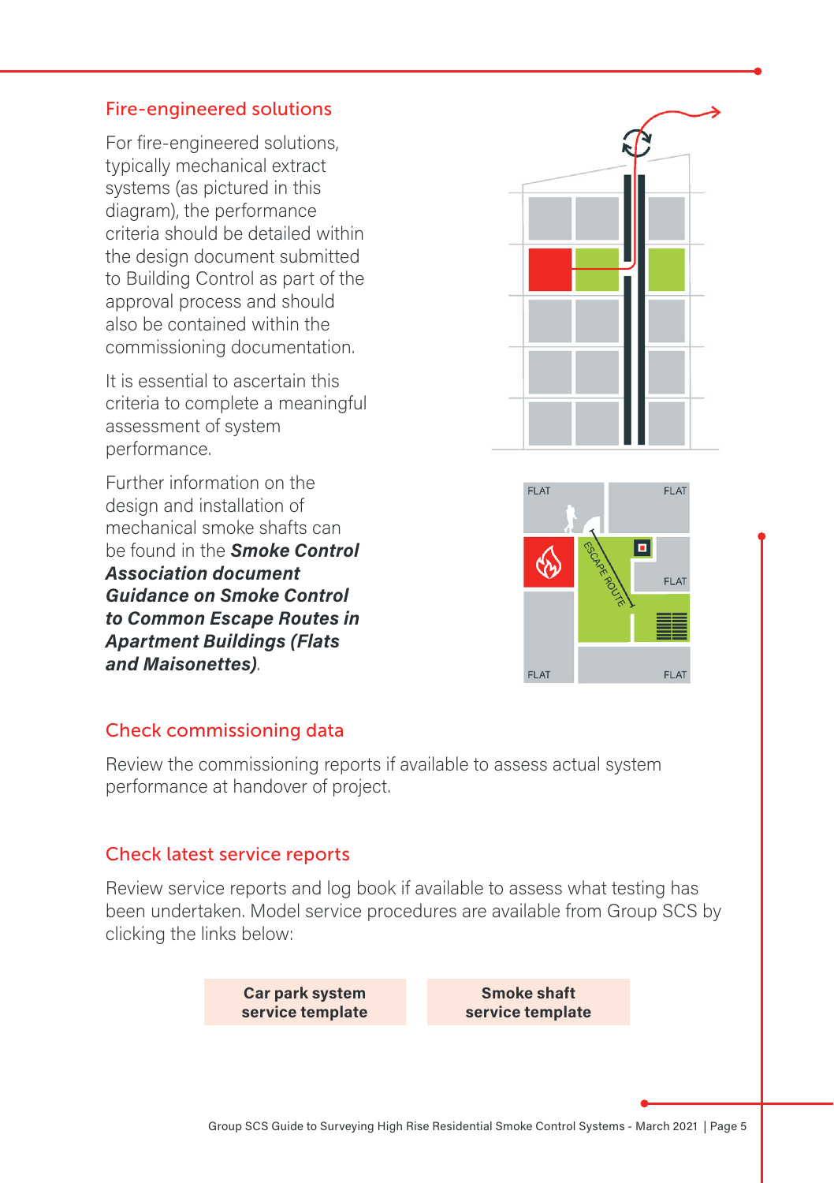## Fire-engineered solutions

For fire-engineered solutions, typically mechanical extract systems (as pictured in this diagram), the performance criteria should be detailed within the design document submitted to Building Control as part of the approval process and should also be contained within the commissioning documentation.

It is essential to ascertain this criteria to complete a meaningful assessment of system performance.

Further information on the design and installation of mechanical smoke shafts can be found in the ***Smoke Control Association document Guidance on Smoke Control to Common Escape Routes in Apartment Buildings (Flats and Maisonettes)***.

## Check commissioning data

Review the commissioning reports if available to assess actual system performance at handover of project.

## Check latest service reports

Review service reports and log book if available to assess what testing has been undertaken. Model service procedures are available from Group SCS by clicking the links below:

**Car park system service template**

**Smoke shaft service template**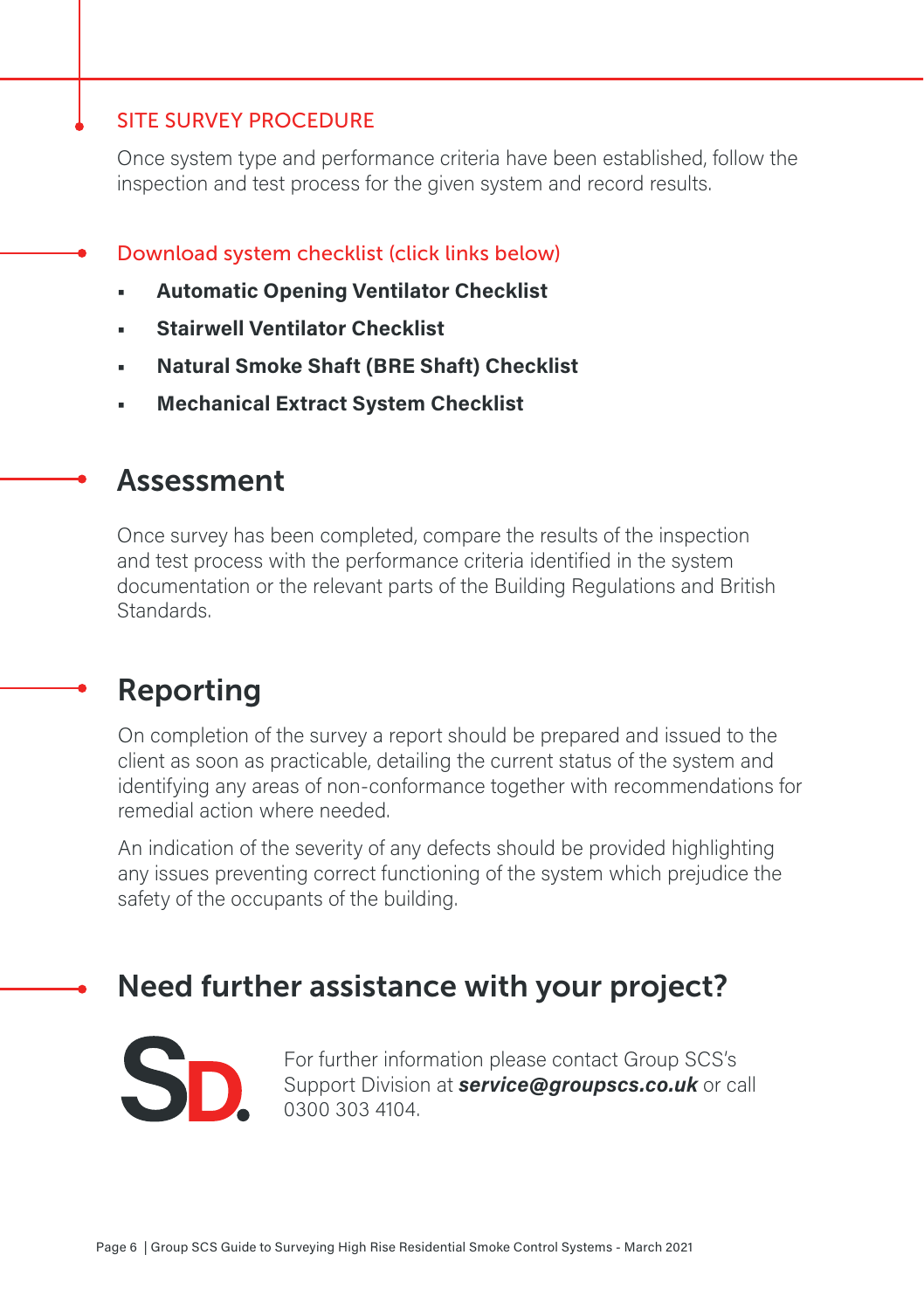## SITE SURVEY PROCEDURE

Once system type and performance criteria have been established, follow the inspection and test process for the given system and record results.

### Download system checklist (click links below)

- **Automatic Opening Ventilator Checklist**
- **Stairwell Ventilator Checklist**
- **Natural Smoke Shaft (BRE Shaft) Checklist**
- **Mechanical Extract System Checklist**

## Assessment

Once survey has been completed, compare the results of the inspection and test process with the performance criteria identified in the system documentation or the relevant parts of the Building Regulations and British Standards.

## Reporting

On completion of the survey a report should be prepared and issued to the client as soon as practicable, detailing the current status of the system and identifying any areas of non-conformance together with recommendations for remedial action where needed.

An indication of the severity of any defects should be provided highlighting any issues preventing correct functioning of the system which prejudice the safety of the occupants of the building.

## Need further assistance with your project?

SD.

For further information please contact Group SCS's Support Division at ***service@groupscs.co.uk*** or call 0300 303 4104.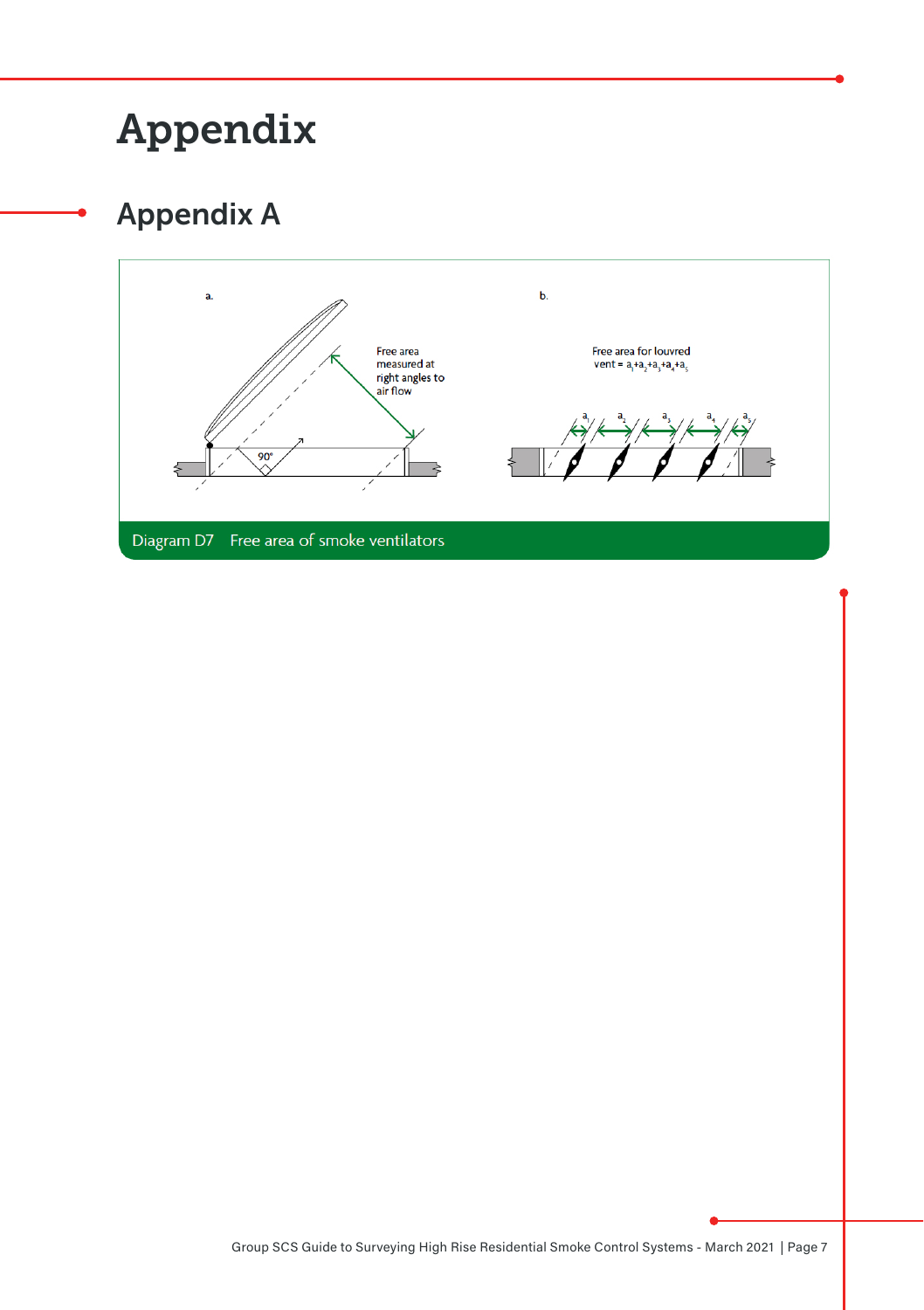# Appendix

## Appendix A

a.

Free area measured at right angles to air flow

90°

b.

Free area for louvred vent = $a_1+a_2+a_3+a_4+a_5$

$a_1$ $a_2$ $a_3$ $a_4$ $a_5$

Diagram D7 Free area of smoke ventilators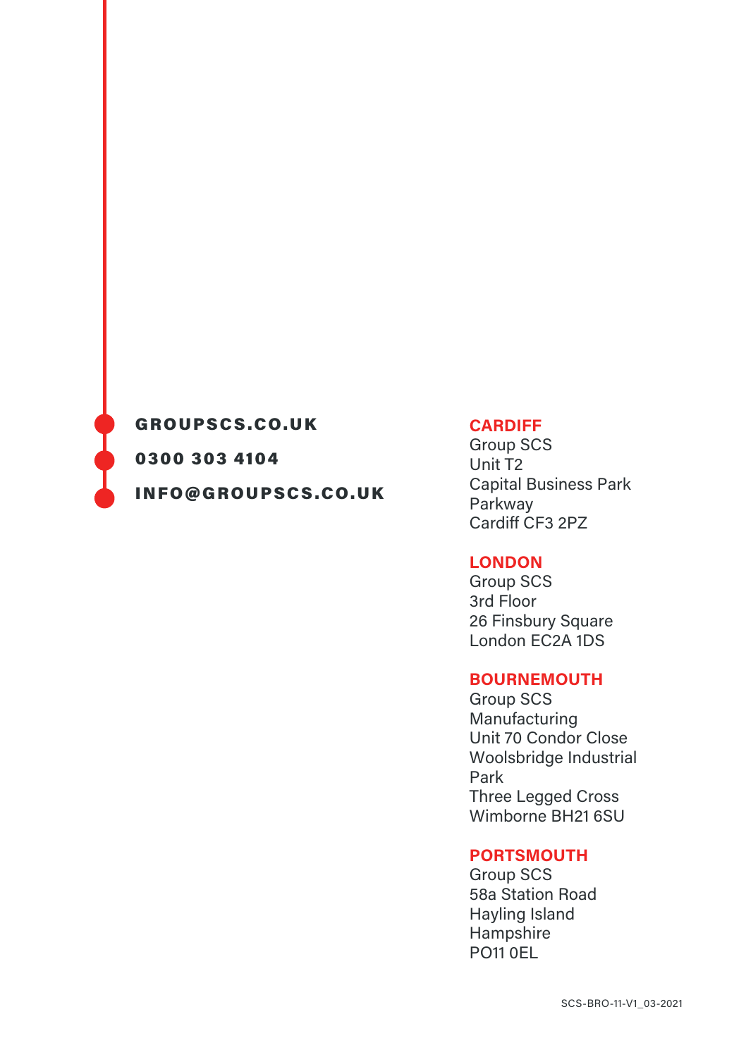**GROUPSCS.CO.UK**

**0300 303 4104**

**INFO@GROUPSCS.CO.UK**

**CARDIFF**
Group SCS
Unit T2
Capital Business Park
Parkway
Cardiff CF3 2PZ

**LONDON**
Group SCS
3rd Floor
26 Finsbury Square
London EC2A 1DS

**BOURNEMOUTH**
Group SCS
Manufacturing
Unit 70 Condor Close
Woolsbridge Industrial
Park
Three Legged Cross
Wimborne BH21 6SU

**PORTSMOUTH**
Group SCS
58a Station Road
Hayling Island
Hampshire
PO11 0EL

SCS-BRO-11-V1_03-2021